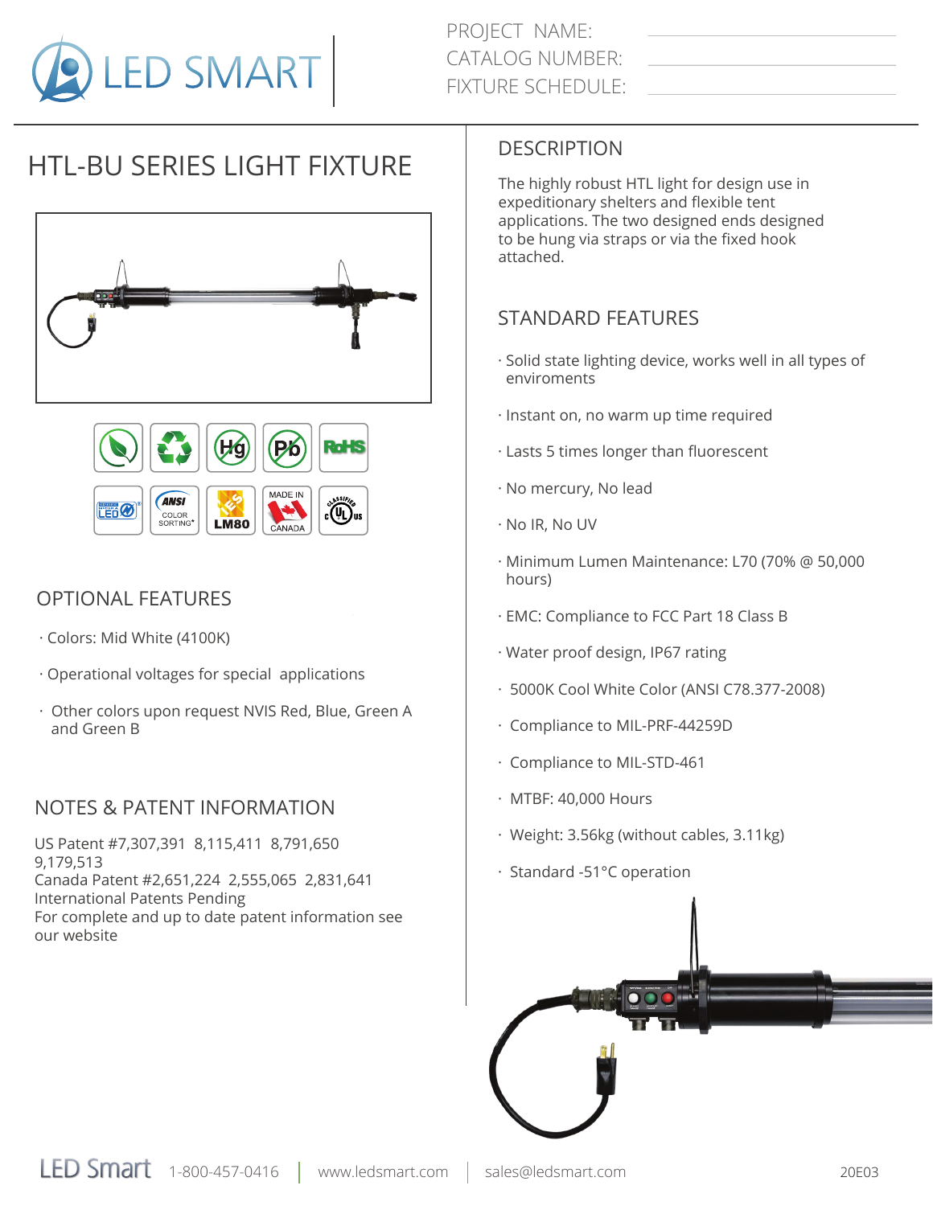PROJECT NAME:
CATALOG NUMBER:
FIXTURE SCHEDULE:

# HTL-BU SERIES LIGHT FIXTURE

## DESCRIPTION

The highly robust HTL light for design use in expeditionary shelters and flexible tent applications. The two designed ends designed to be hung via straps or via the fixed hook attached.

## STANDARD FEATURES

- Solid state lighting device, works well in all types of enviroments
- Instant on, no warm up time required
- Lasts 5 times longer than fluorescent
- No mercury, No lead
- No IR, No UV
- Minimum Lumen Maintenance: L70 (70% @ 50,000 hours)
- EMC: Compliance to FCC Part 18 Class B
- Water proof design, IP67 rating
- 5000K Cool White Color (ANSI C78.377-2008)
- Compliance to MIL-PRF-44259D
- Compliance to MIL-STD-461
- MTBF: 40,000 Hours
- Weight: 3.56kg (without cables, 3.11kg)
- Standard -51°C operation

## OPTIONAL FEATURES

- Colors: Mid White (4100K)
- Operational voltages for special applications
- Other colors upon request NVIS Red, Blue, Green A and Green B

## NOTES & PATENT INFORMATION

US Patent #7,307,391 8,115,411 8,791,650 9,179,513
Canada Patent #2,651,224 2,555,065 2,831,641
International Patents Pending
For complete and up to date patent information see our website

LED Smart 1-800-457-0416 | www.ledsmart.com | sales@ledsmart.com 20E03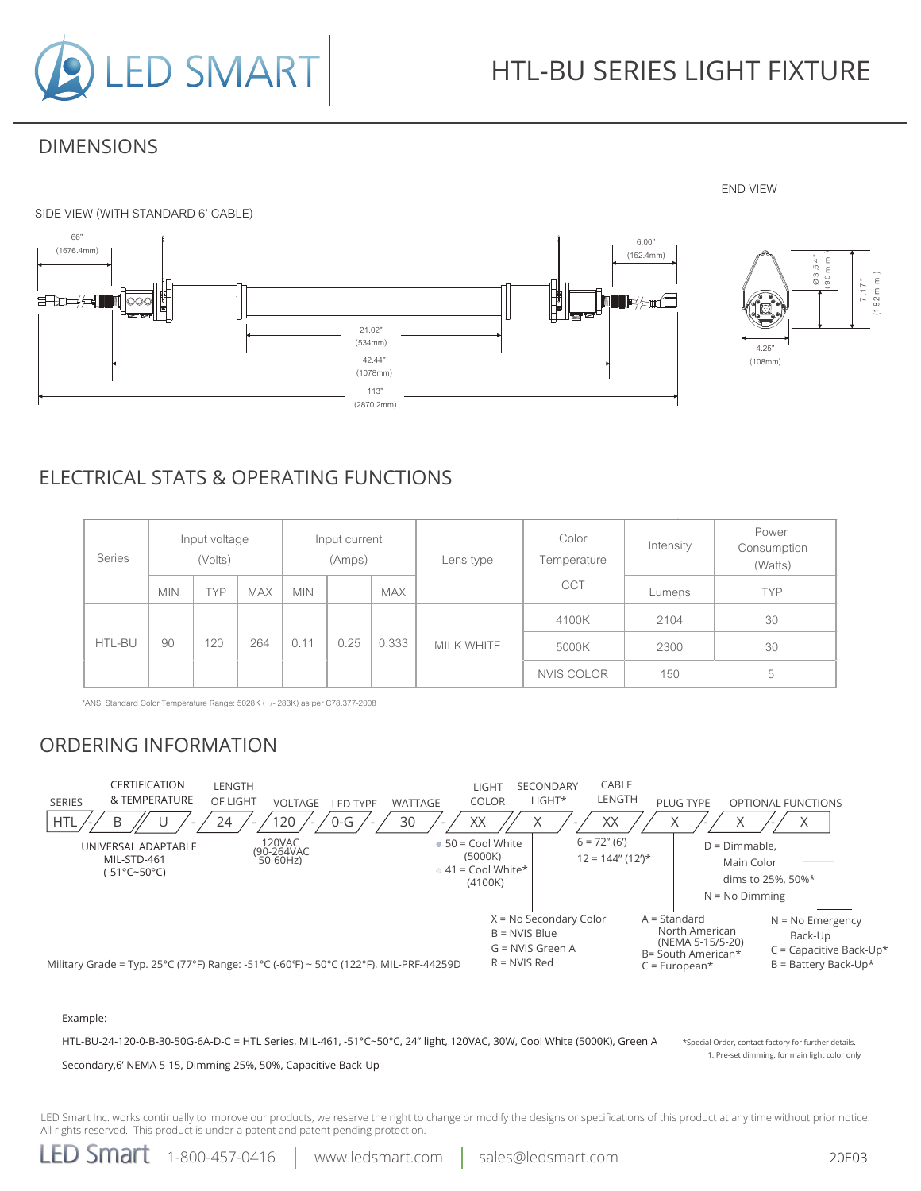# HTL-BU SERIES LIGHT FIXTURE

## DIMENSIONS

SIDE VIEW (WITH STANDARD 6' CABLE)

66" (1676.4mm)

6.00" (152.4mm)

21.02" (534mm)

42.44" (1078mm)

113" (2870.2mm)

END VIEW

Ø3.54" (90mm)

7.17" (182mm)

4.25" (108mm)

## ELECTRICAL STATS & OPERATING FUNCTIONS

| Series | Input voltage (Volts) | | | Input current (Amps) | | | Lens type | Color Temperature | Intensity | Power Consumption (Watts) |
|---|---|---|---|---|---|---|---|---|---|---|
| | MIN | TYP | MAX | MIN | | MAX | | CCT | Lumens | TYP |
| HTL-BU | 90 | 120 | 264 | 0.11 | 0.25 | 0.333 | MILK WHITE | 4100K | 2104 | 30 |
| | | | | | | | | 5000K | 2300 | 30 |
| | | | | | | | | NVIS COLOR | 150 | 5 |

*ANSI Standard Color Temperature Range: 5028K (+/- 283K) as per C78.377-2008

## ORDERING INFORMATION

| SERIES | CERTIFICATION & TEMPERATURE | | LENGTH OF LIGHT | VOLTAGE | LED TYPE | WATTAGE | LIGHT COLOR | SECONDARY LIGHT* | CABLE LENGTH | PLUG TYPE | OPTIONAL FUNCTIONS | |
|---|---|---|---|---|---|---|---|---|---|---|---|---|
| HTL | B | U | 24 | 120 | 0-G | 30 | XX | X | XX | X | X | X |

- **CERTIFICATION & TEMPERATURE:** UNIVERSAL ADAPTABLE MIL-STD-461 (-51°C~50°C)
- Military Grade = Typ. 25°C (77°F) Range: -51°C (-60℉) ~ 50°C (122°F), MIL-PRF-44259D
- **VOLTAGE:** 120VAC (90-264VAC 50-60Hz)
- **LIGHT COLOR:** 50 = Cool White (5000K); 41 = Cool White* (4100K)
- **SECONDARY LIGHT:** X = No Secondary Color; B = NVIS Blue; G = NVIS Green A; R = NVIS Red
- **CABLE LENGTH:** 6 = 72" (6'); 12 = 144" (12')*
- **PLUG TYPE:** A = Standard North American (NEMA 5-15/5-20); B= South American*; C = European*
- **OPTIONAL FUNCTIONS:** D = Dimmable, Main Color dims to 25%, 50%*; N = No Dimming
- N = No Emergency Back-Up; C = Capacitive Back-Up*; B = Battery Back-Up*

Example:

HTL-BU-24-120-0-B-30-50G-6A-D-C = HTL Series, MIL-461, -51°C~50°C, 24" light, 120VAC, 30W, Cool White (5000K), Green A Secondary,6' NEMA 5-15, Dimming 25%, 50%, Capacitive Back-Up

*Special Order, contact factory for further details.
1. Pre-set dimming, for main light color only

LED Smart Inc. works continually to improve our products, we reserve the right to change or modify the designs or specifications of this product at any time without prior notice. All rights reserved. This product is under a patent and patent pending protection.

LED Smart 1-800-457-0416 | www.ledsmart.com | sales@ledsmart.com

20E03